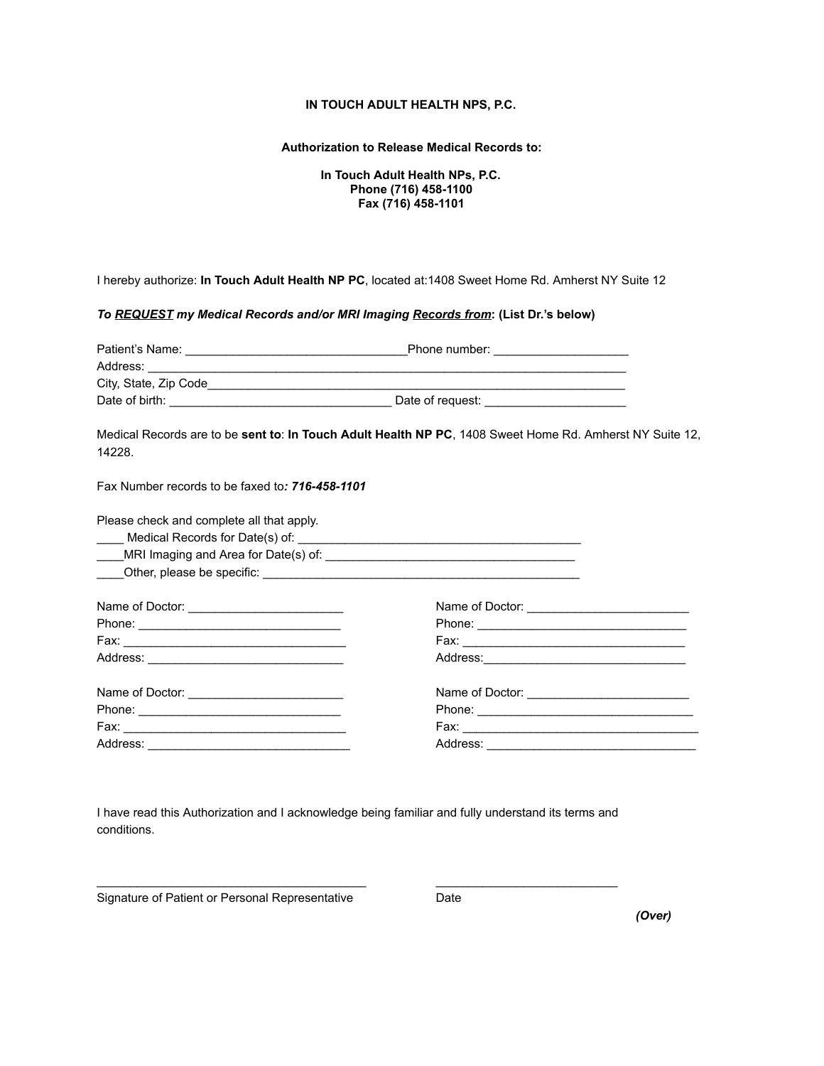**IN TOUCH ADULT HEALTH NPS, P.C.**

**Authorization to Release Medical Records to:**

**In Touch Adult Health NPs, P.C.**
**Phone (716) 458-1100**
**Fax (716) 458-1101**

I hereby authorize: **In Touch Adult Health NP PC**, located at:1408 Sweet Home Rd. Amherst NY Suite 12

***To REQUEST my Medical Records and/or MRI Imaging Records from*: (List Dr.'s below)**

Patient's Name: _________________________________Phone number: ____________________
Address: ___________________________________________________________________________
City, State, Zip Code_______________________________________________________________
Date of birth: _________________________________ Date of request: _____________________

Medical Records are to be **sent to**: **In Touch Adult Health NP PC**, 1408 Sweet Home Rd. Amherst NY Suite 12, 14228.

Fax Number records to be faxed to***: 716-458-1101***

Please check and complete all that apply.
____ Medical Records for Date(s) of: ___________________________________________
____MRI Imaging and Area for Date(s) of: ______________________________________
____Other, please be specific: _______________________________________________

Name of Doctor: _______________________
Phone: ______________________________
Fax: _________________________________
Address: _____________________________

Name of Doctor: ________________________
Phone: ________________________________
Fax: __________________________________
Address:_______________________________

Name of Doctor: _______________________
Phone: ______________________________
Fax: _________________________________
Address: ______________________________

Name of Doctor: ________________________
Phone: _________________________________
Fax: ___________________________________
Address: _______________________________

I have read this Authorization and I acknowledge being familiar and fully understand its terms and conditions.

_________________________________________ ___________________________
Signature of Patient or Personal Representative Date

***(Over)***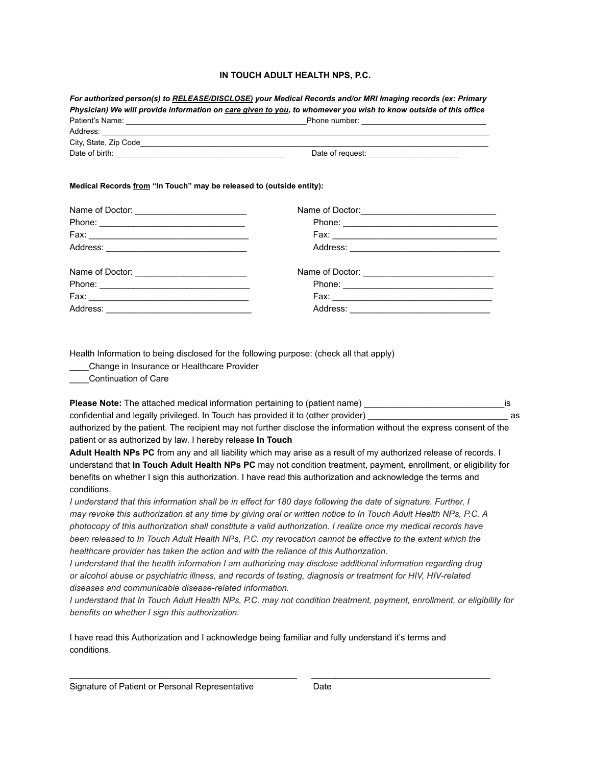**IN TOUCH ADULT HEALTH NPS, P.C.**

***For authorized person(s) to RELEASE/DISCLOSE) your Medical Records and/or MRI Imaging records (ex: Primary Physician) We will provide information on care given to you, to whomever you wish to know outside of this office***

Patient's Name: ________________________________________ Phone number: ____________________________

Address: ________________________________________________________________________________________

City, State, Zip Code_____________________________________________________________________________

Date of birth: ______________________________________ Date of request: ____________________

**Medical Records from "In Touch" may be released to (outside entity):**

Name of Doctor: _______________________
Phone: ______________________________
Fax: _________________________________
Address: _____________________________

Name of Doctor:____________________________
Phone: ________________________________
Fax: __________________________________
Address: _______________________________

Name of Doctor: _______________________
Phone: _______________________________
Fax: _________________________________
Address: ______________________________

Name of Doctor: ___________________________
Phone: _______________________________
Fax: _________________________________
Address: _____________________________

Health Information to being disclosed for the following purpose: (check all that apply)

____Change in Insurance or Healthcare Provider

____Continuation of Care

**Please Note:** The attached medical information pertaining to (patient name) ____________________________is confidential and legally privileged. In Touch has provided it to (other provider) _____________________________ as authorized by the patient. The recipient may not further disclose the information without the express consent of the patient or as authorized by law. I hereby release **In Touch Adult Health NPs PC** from any and all liability which may arise as a result of my authorized release of records. I understand that **In Touch Adult Health NPs PC** may not condition treatment, payment, enrollment, or eligibility for benefits on whether I sign this authorization. I have read this authorization and acknowledge the terms and conditions.

*I understand that this information shall be in effect for 180 days following the date of signature. Further, I may revoke this authorization at any time by giving oral or written notice to In Touch Adult Health NPs, P.C. A photocopy of this authorization shall constitute a valid authorization. I realize once my medical records have been released to In Touch Adult Health NPs, P.C. my revocation cannot be effective to the extent which the healthcare provider has taken the action and with the reliance of this Authorization.*

*I understand that the health information I am authorizing may disclose additional information regarding drug or alcohol abuse or psychiatric illness, and records of testing, diagnosis or treatment for HIV, HIV-related diseases and communicable disease-related information.*

*I understand that In Touch Adult Health NPs, P.C. may not condition treatment, payment, enrollment, or eligibility for benefits on whether I sign this authorization.*

I have read this Authorization and I acknowledge being familiar and fully understand it's terms and conditions.

_____________________________________________ ____________________________________

Signature of Patient or Personal Representative Date